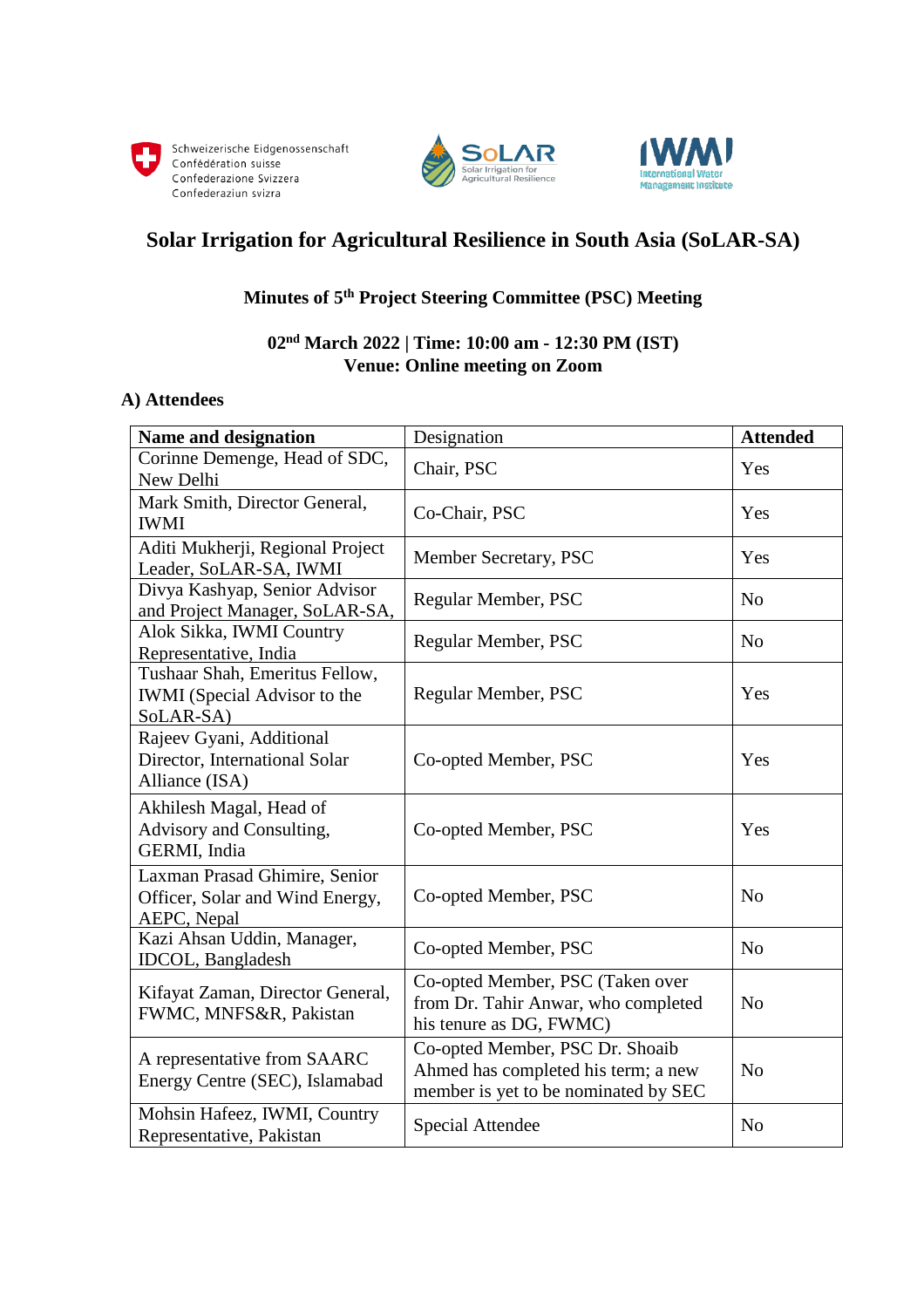# Solar Irrigation for Agricultural Resilience in South Asia (SoLAR-SA)

## Minutes of 5th Project Steering Committee (PSC) Meeting

**02nd March 2022 | Time: 10:00 am - 12:30 PM (IST)**
**Venue: Online meeting on Zoom**

### A) Attendees

| Name and designation | Designation | Attended |
|---|---|---|
| Corinne Demenge, Head of SDC, New Delhi | Chair, PSC | Yes |
| Mark Smith, Director General, IWMI | Co-Chair, PSC | Yes |
| Aditi Mukherji, Regional Project Leader, SoLAR-SA, IWMI | Member Secretary, PSC | Yes |
| Divya Kashyap, Senior Advisor and Project Manager, SoLAR-SA, | Regular Member, PSC | No |
| Alok Sikka, IWMI Country Representative, India | Regular Member, PSC | No |
| Tushaar Shah, Emeritus Fellow, IWMI (Special Advisor to the SoLAR-SA) | Regular Member, PSC | Yes |
| Rajeev Gyani, Additional Director, International Solar Alliance (ISA) | Co-opted Member, PSC | Yes |
| Akhilesh Magal, Head of Advisory and Consulting, GERMI, India | Co-opted Member, PSC | Yes |
| Laxman Prasad Ghimire, Senior Officer, Solar and Wind Energy, AEPC, Nepal | Co-opted Member, PSC | No |
| Kazi Ahsan Uddin, Manager, IDCOL, Bangladesh | Co-opted Member, PSC | No |
| Kifayat Zaman, Director General, FWMC, MNFS&R, Pakistan | Co-opted Member, PSC (Taken over from Dr. Tahir Anwar, who completed his tenure as DG, FWMC) | No |
| A representative from SAARC Energy Centre (SEC), Islamabad | Co-opted Member, PSC Dr. Shoaib Ahmed has completed his term; a new member is yet to be nominated by SEC | No |
| Mohsin Hafeez, IWMI, Country Representative, Pakistan | Special Attendee | No |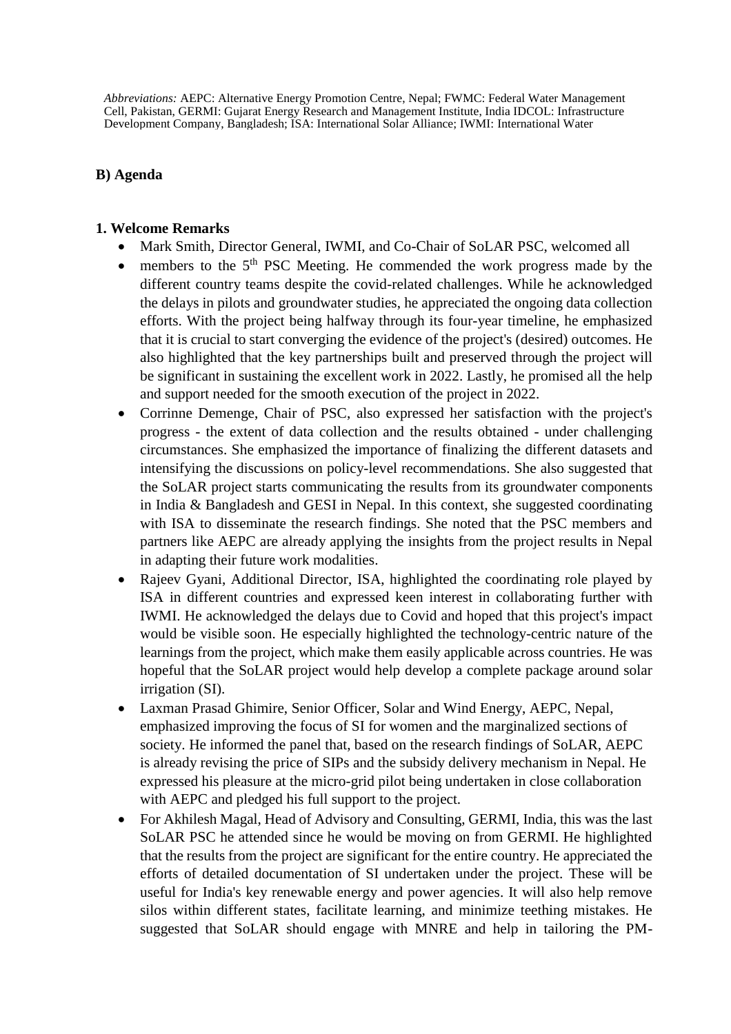*Abbreviations:* AEPC: Alternative Energy Promotion Centre, Nepal; FWMC: Federal Water Management Cell, Pakistan, GERMI: Gujarat Energy Research and Management Institute, India IDCOL: Infrastructure Development Company, Bangladesh; ISA: International Solar Alliance; IWMI: International Water

## B) Agenda

### 1. Welcome Remarks

- Mark Smith, Director General, IWMI, and Co-Chair of SoLAR PSC, welcomed all
- members to the 5th PSC Meeting. He commended the work progress made by the different country teams despite the covid-related challenges. While he acknowledged the delays in pilots and groundwater studies, he appreciated the ongoing data collection efforts. With the project being halfway through its four-year timeline, he emphasized that it is crucial to start converging the evidence of the project's (desired) outcomes. He also highlighted that the key partnerships built and preserved through the project will be significant in sustaining the excellent work in 2022. Lastly, he promised all the help and support needed for the smooth execution of the project in 2022.
- Corrinne Demenge, Chair of PSC, also expressed her satisfaction with the project's progress - the extent of data collection and the results obtained - under challenging circumstances. She emphasized the importance of finalizing the different datasets and intensifying the discussions on policy-level recommendations. She also suggested that the SoLAR project starts communicating the results from its groundwater components in India & Bangladesh and GESI in Nepal. In this context, she suggested coordinating with ISA to disseminate the research findings. She noted that the PSC members and partners like AEPC are already applying the insights from the project results in Nepal in adapting their future work modalities.
- Rajeev Gyani, Additional Director, ISA, highlighted the coordinating role played by ISA in different countries and expressed keen interest in collaborating further with IWMI. He acknowledged the delays due to Covid and hoped that this project's impact would be visible soon. He especially highlighted the technology-centric nature of the learnings from the project, which make them easily applicable across countries. He was hopeful that the SoLAR project would help develop a complete package around solar irrigation (SI).
- Laxman Prasad Ghimire, Senior Officer, Solar and Wind Energy, AEPC, Nepal, emphasized improving the focus of SI for women and the marginalized sections of society. He informed the panel that, based on the research findings of SoLAR, AEPC is already revising the price of SIPs and the subsidy delivery mechanism in Nepal. He expressed his pleasure at the micro-grid pilot being undertaken in close collaboration with AEPC and pledged his full support to the project.
- For Akhilesh Magal, Head of Advisory and Consulting, GERMI, India, this was the last SoLAR PSC he attended since he would be moving on from GERMI. He highlighted that the results from the project are significant for the entire country. He appreciated the efforts of detailed documentation of SI undertaken under the project. These will be useful for India's key renewable energy and power agencies. It will also help remove silos within different states, facilitate learning, and minimize teething mistakes. He suggested that SoLAR should engage with MNRE and help in tailoring the PM-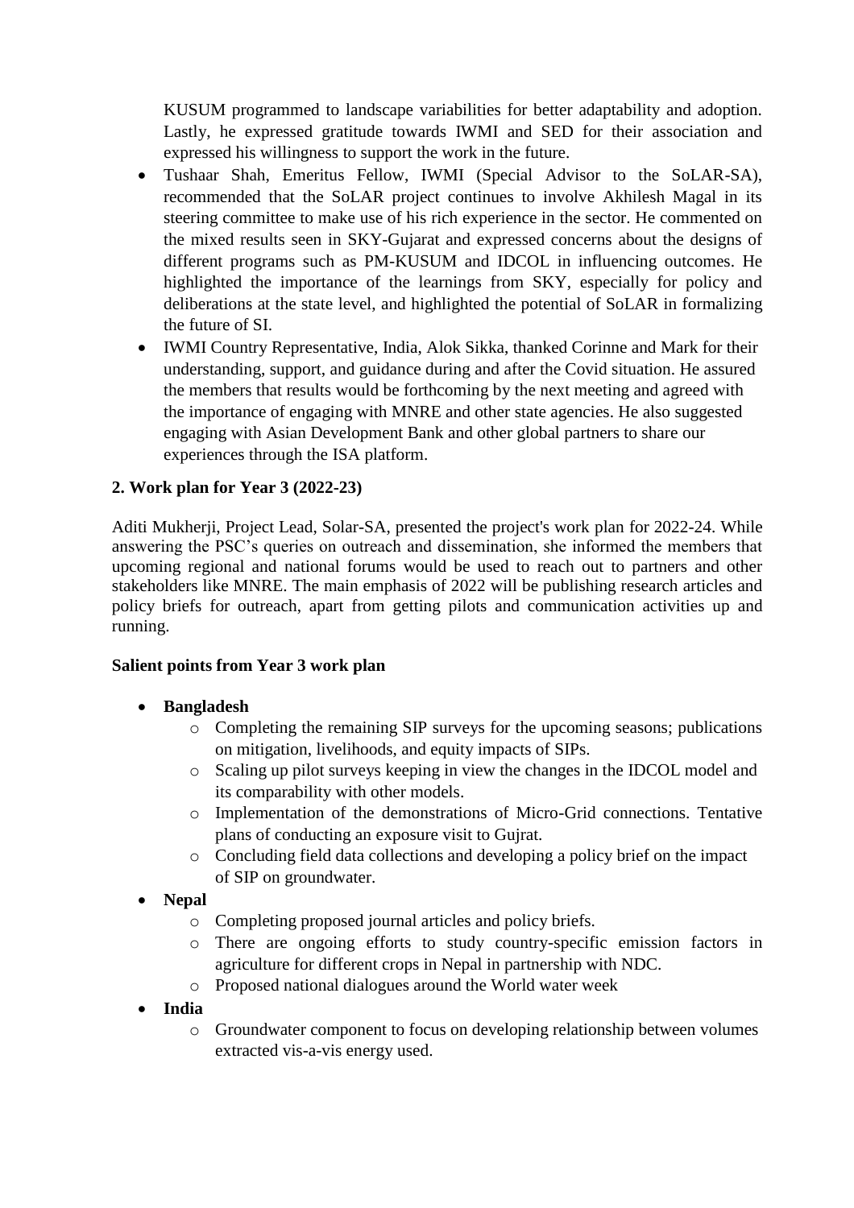KUSUM programmed to landscape variabilities for better adaptability and adoption. Lastly, he expressed gratitude towards IWMI and SED for their association and expressed his willingness to support the work in the future.

- Tushaar Shah, Emeritus Fellow, IWMI (Special Advisor to the SoLAR-SA), recommended that the SoLAR project continues to involve Akhilesh Magal in its steering committee to make use of his rich experience in the sector. He commented on the mixed results seen in SKY-Gujarat and expressed concerns about the designs of different programs such as PM-KUSUM and IDCOL in influencing outcomes. He highlighted the importance of the learnings from SKY, especially for policy and deliberations at the state level, and highlighted the potential of SoLAR in formalizing the future of SI.
- IWMI Country Representative, India, Alok Sikka, thanked Corinne and Mark for their understanding, support, and guidance during and after the Covid situation. He assured the members that results would be forthcoming by the next meeting and agreed with the importance of engaging with MNRE and other state agencies. He also suggested engaging with Asian Development Bank and other global partners to share our experiences through the ISA platform.

## 2. Work plan for Year 3 (2022-23)

Aditi Mukherji, Project Lead, Solar-SA, presented the project's work plan for 2022-24. While answering the PSC's queries on outreach and dissemination, she informed the members that upcoming regional and national forums would be used to reach out to partners and other stakeholders like MNRE. The main emphasis of 2022 will be publishing research articles and policy briefs for outreach, apart from getting pilots and communication activities up and running.

**Salient points from Year 3 work plan**

- **Bangladesh**
  - Completing the remaining SIP surveys for the upcoming seasons; publications on mitigation, livelihoods, and equity impacts of SIPs.
  - Scaling up pilot surveys keeping in view the changes in the IDCOL model and its comparability with other models.
  - Implementation of the demonstrations of Micro-Grid connections. Tentative plans of conducting an exposure visit to Gujrat.
  - Concluding field data collections and developing a policy brief on the impact of SIP on groundwater.
- **Nepal**
  - Completing proposed journal articles and policy briefs.
  - There are ongoing efforts to study country-specific emission factors in agriculture for different crops in Nepal in partnership with NDC.
  - Proposed national dialogues around the World water week
- **India**
  - Groundwater component to focus on developing relationship between volumes extracted vis-a-vis energy used.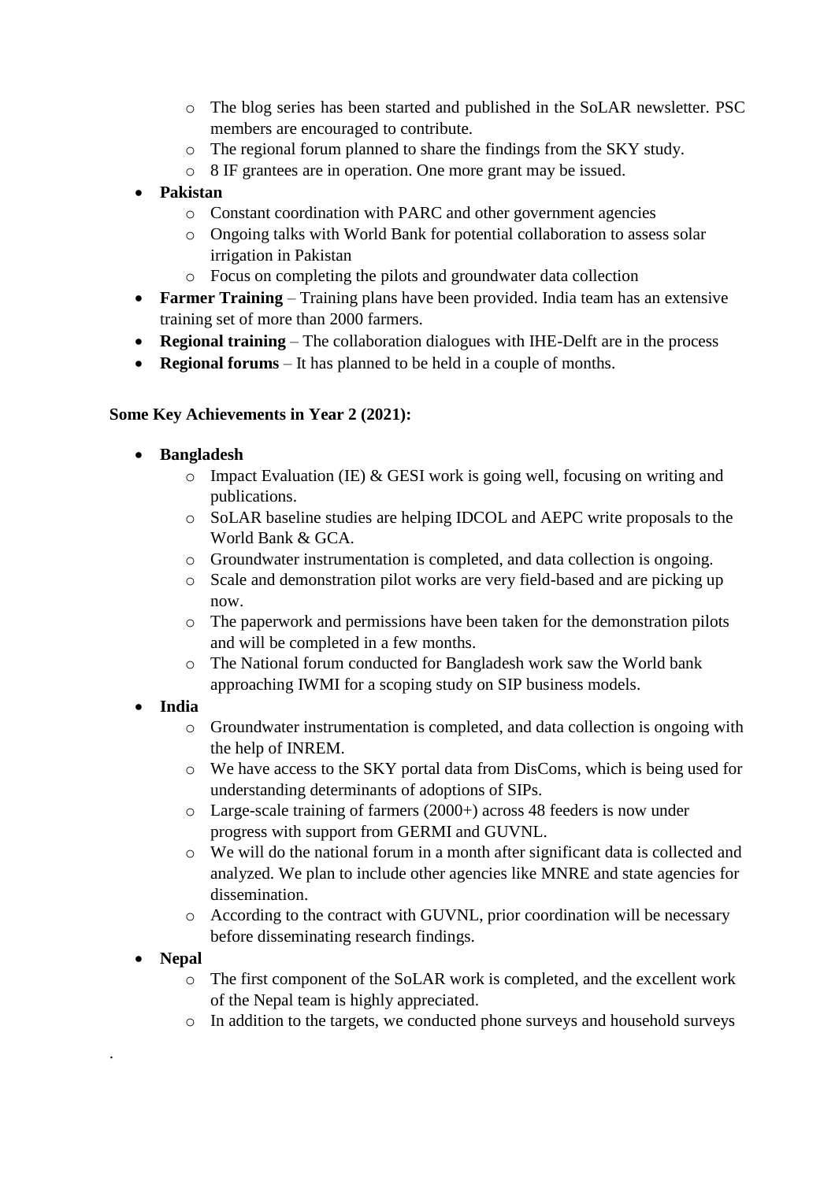- The blog series has been started and published in the SoLAR newsletter. PSC members are encouraged to contribute.
  - The regional forum planned to share the findings from the SKY study.
  - 8 IF grantees are in operation. One more grant may be issued.
- **Pakistan**
  - Constant coordination with PARC and other government agencies
  - Ongoing talks with World Bank for potential collaboration to assess solar irrigation in Pakistan
  - Focus on completing the pilots and groundwater data collection
- **Farmer Training** – Training plans have been provided. India team has an extensive training set of more than 2000 farmers.
- **Regional training** – The collaboration dialogues with IHE-Delft are in the process
- **Regional forums** – It has planned to be held in a couple of months.

**Some Key Achievements in Year 2 (2021):**

- **Bangladesh**
  - Impact Evaluation (IE) & GESI work is going well, focusing on writing and publications.
  - SoLAR baseline studies are helping IDCOL and AEPC write proposals to the World Bank & GCA.
  - Groundwater instrumentation is completed, and data collection is ongoing.
  - Scale and demonstration pilot works are very field-based and are picking up now.
  - The paperwork and permissions have been taken for the demonstration pilots and will be completed in a few months.
  - The National forum conducted for Bangladesh work saw the World bank approaching IWMI for a scoping study on SIP business models.
- **India**
  - Groundwater instrumentation is completed, and data collection is ongoing with the help of INREM.
  - We have access to the SKY portal data from DisComs, which is being used for understanding determinants of adoptions of SIPs.
  - Large-scale training of farmers (2000+) across 48 feeders is now under progress with support from GERMI and GUVNL.
  - We will do the national forum in a month after significant data is collected and analyzed. We plan to include other agencies like MNRE and state agencies for dissemination.
  - According to the contract with GUVNL, prior coordination will be necessary before disseminating research findings.
- **Nepal**
  - The first component of the SoLAR work is completed, and the excellent work of the Nepal team is highly appreciated.
  - In addition to the targets, we conducted phone surveys and household surveys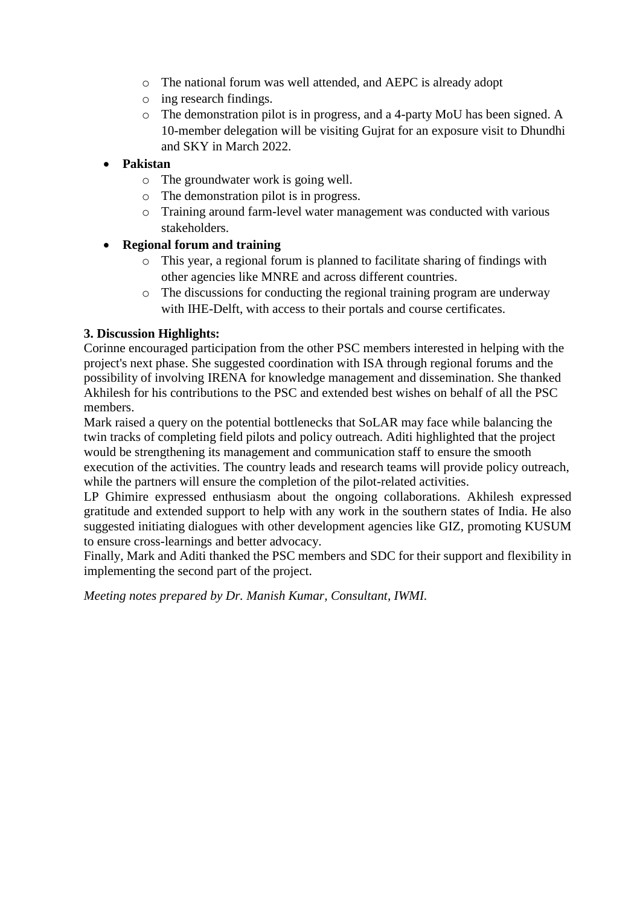- The national forum was well attended, and AEPC is already adopt
  - ing research findings.
  - The demonstration pilot is in progress, and a 4-party MoU has been signed. A 10-member delegation will be visiting Gujrat for an exposure visit to Dhundhi and SKY in March 2022.
- **Pakistan**
  - The groundwater work is going well.
  - The demonstration pilot is in progress.
  - Training around farm-level water management was conducted with various stakeholders.
- **Regional forum and training**
  - This year, a regional forum is planned to facilitate sharing of findings with other agencies like MNRE and across different countries.
  - The discussions for conducting the regional training program are underway with IHE-Delft, with access to their portals and course certificates.

**3. Discussion Highlights:**

Corinne encouraged participation from the other PSC members interested in helping with the project's next phase. She suggested coordination with ISA through regional forums and the possibility of involving IRENA for knowledge management and dissemination. She thanked Akhilesh for his contributions to the PSC and extended best wishes on behalf of all the PSC members.

Mark raised a query on the potential bottlenecks that SoLAR may face while balancing the twin tracks of completing field pilots and policy outreach. Aditi highlighted that the project would be strengthening its management and communication staff to ensure the smooth execution of the activities. The country leads and research teams will provide policy outreach, while the partners will ensure the completion of the pilot-related activities.

LP Ghimire expressed enthusiasm about the ongoing collaborations. Akhilesh expressed gratitude and extended support to help with any work in the southern states of India. He also suggested initiating dialogues with other development agencies like GIZ, promoting KUSUM to ensure cross-learnings and better advocacy.

Finally, Mark and Aditi thanked the PSC members and SDC for their support and flexibility in implementing the second part of the project.

*Meeting notes prepared by Dr. Manish Kumar, Consultant, IWMI.*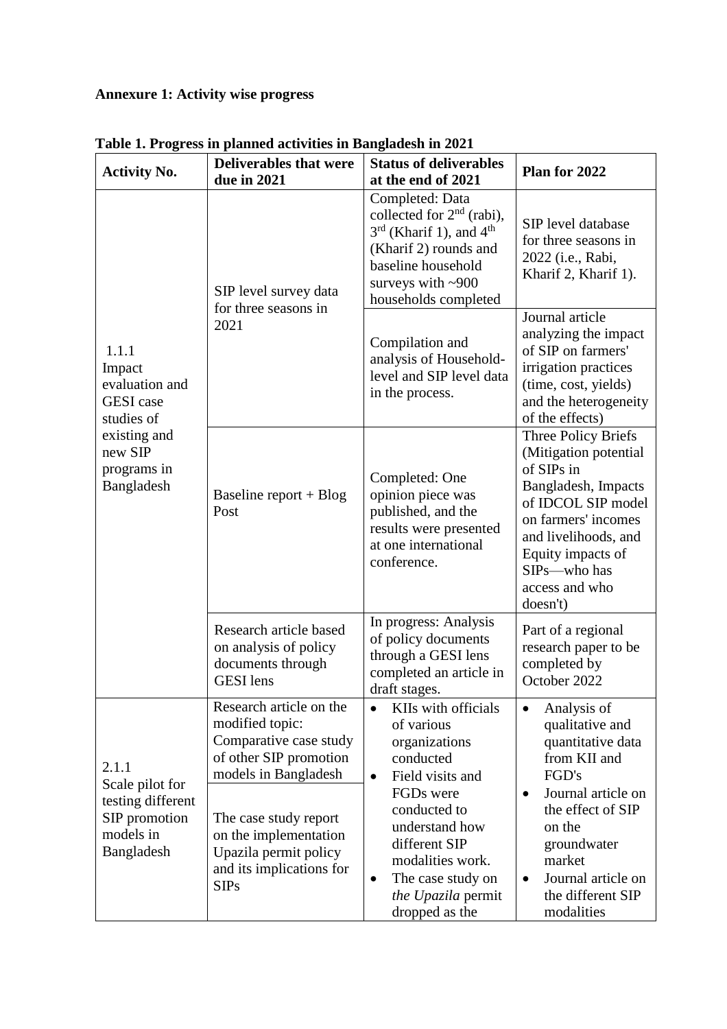**Annexure 1: Activity wise progress**

**Table 1. Progress in planned activities in Bangladesh in 2021**

| Activity No. | Deliverables that were due in 2021 | Status of deliverables at the end of 2021 | Plan for 2022 |
|---|---|---|---|
| 1.1.1 Impact evaluation and GESI case studies of existing and new SIP programs in Bangladesh | SIP level survey data for three seasons in 2021 | Completed: Data collected for 2nd (rabi), 3rd (Kharif 1), and 4th (Kharif 2) rounds and baseline household surveys with ~900 households completed | SIP level database for three seasons in 2022 (i.e., Rabi, Kharif 2, Kharif 1). |
| | | Compilation and analysis of Household-level and SIP level data in the process. | Journal article analyzing the impact of SIP on farmers' irrigation practices (time, cost, yields) and the heterogeneity of the effects) |
| | Baseline report + Blog Post | Completed: One opinion piece was published, and the results were presented at one international conference. | Three Policy Briefs (Mitigation potential of SIPs in Bangladesh, Impacts of IDCOL SIP model on farmers' incomes and livelihoods, and Equity impacts of SIPs—who has access and who doesn't) |
| | Research article based on analysis of policy documents through GESI lens | In progress: Analysis of policy documents through a GESI lens completed an article in draft stages. | Part of a regional research paper to be completed by October 2022 |
| 2.1.1 Scale pilot for testing different SIP promotion models in Bangladesh | Research article on the modified topic: Comparative case study of other SIP promotion models in Bangladesh | • KIIs with officials of various organizations conducted<br>• Field visits and FGDs were conducted to understand how different SIP modalities work.<br>• The case study on *the Upazila* permit dropped as the | • Analysis of qualitative and quantitative data from KII and FGD's<br>• Journal article on the effect of SIP on the groundwater market<br>• Journal article on the different SIP modalities |
| | The case study report on the implementation Upazila permit policy and its implications for SIPs | | |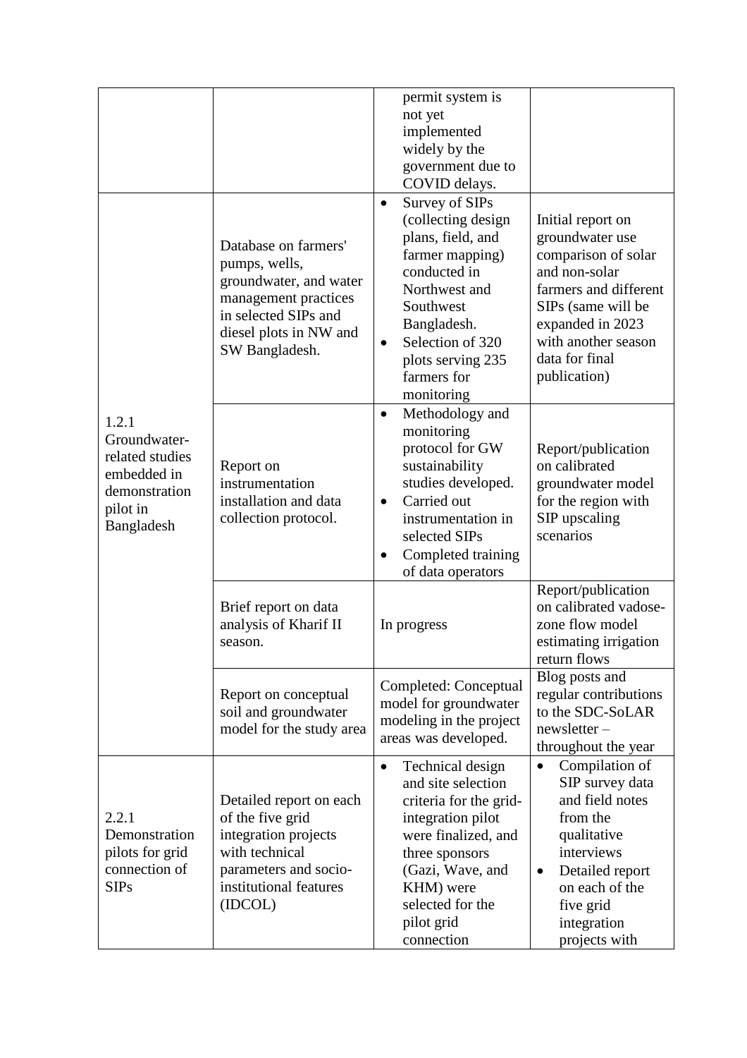| | | | |
|---|---|---|---|
| | | permit system is not yet implemented widely by the government due to COVID delays. | |
| 1.2.1 Groundwater-related studies embedded in demonstration pilot in Bangladesh | Database on farmers' pumps, wells, groundwater, and water management practices in selected SIPs and diesel plots in NW and SW Bangladesh. | • Survey of SIPs (collecting design plans, field, and farmer mapping) conducted in Northwest and Southwest Bangladesh.<br>• Selection of 320 plots serving 235 farmers for monitoring | Initial report on groundwater use comparison of solar and non-solar farmers and different SIPs (same will be expanded in 2023 with another season data for final publication) |
| | Report on instrumentation installation and data collection protocol. | • Methodology and monitoring protocol for GW sustainability studies developed.<br>• Carried out instrumentation in selected SIPs<br>• Completed training of data operators | Report/publication on calibrated groundwater model for the region with SIP upscaling scenarios |
| | Brief report on data analysis of Kharif II season. | In progress | Report/publication on calibrated vadose-zone flow model estimating irrigation return flows |
| | Report on conceptual soil and groundwater model for the study area | Completed: Conceptual model for groundwater modeling in the project areas was developed. | Blog posts and regular contributions to the SDC-SoLAR newsletter – throughout the year |
| 2.2.1 Demonstration pilots for grid connection of SIPs | Detailed report on each of the five grid integration projects with technical parameters and socio-institutional features (IDCOL) | • Technical design and site selection criteria for the grid-integration pilot were finalized, and three sponsors (Gazi, Wave, and KHM) were selected for the pilot grid connection | • Compilation of SIP survey data and field notes from the qualitative interviews<br>• Detailed report on each of the five grid integration projects with |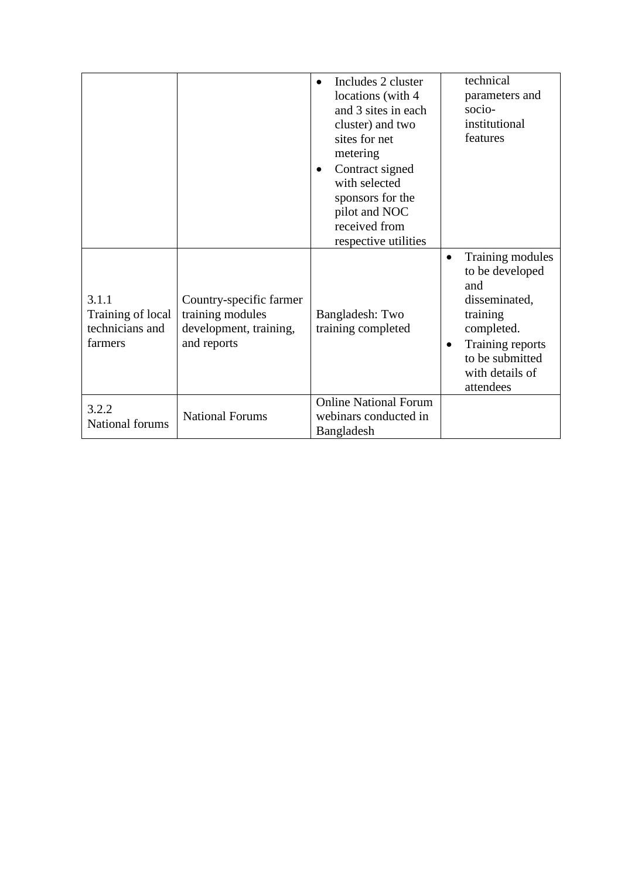| | | • Includes 2 cluster locations (with 4 and 3 sites in each cluster) and two sites for net metering<br>• Contract signed with selected sponsors for the pilot and NOC received from respective utilities | technical parameters and socio-institutional features |
|---|---|---|---|
| 3.1.1 Training of local technicians and farmers | Country-specific farmer training modules development, training, and reports | Bangladesh: Two training completed | • Training modules to be developed and disseminated, training completed.<br>• Training reports to be submitted with details of attendees |
| 3.2.2 National forums | National Forums | Online National Forum webinars conducted in Bangladesh | |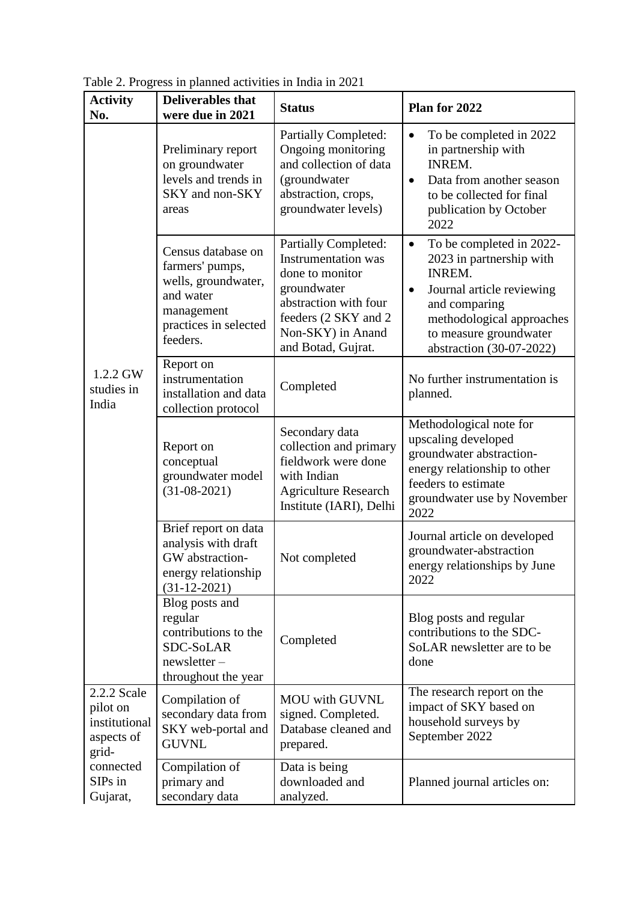Table 2. Progress in planned activities in India in 2021

| Activity No. | Deliverables that were due in 2021 | Status | Plan for 2022 |
|---|---|---|---|
| 1.2.2 GW studies in India | Preliminary report on groundwater levels and trends in SKY and non-SKY areas | Partially Completed: Ongoing monitoring and collection of data (groundwater abstraction, crops, groundwater levels) | • To be completed in 2022 in partnership with INREM.<br>• Data from another season to be collected for final publication by October 2022 |
| | Census database on farmers' pumps, wells, groundwater, and water management practices in selected feeders. | Partially Completed: Instrumentation was done to monitor groundwater abstraction with four feeders (2 SKY and 2 Non-SKY) in Anand and Botad, Gujrat. | • To be completed in 2022-2023 in partnership with INREM.<br>• Journal article reviewing and comparing methodological approaches to measure groundwater abstraction (30-07-2022) |
| | Report on instrumentation installation and data collection protocol | Completed | No further instrumentation is planned. |
| | Report on conceptual groundwater model (31-08-2021) | Secondary data collection and primary fieldwork were done with Indian Agriculture Research Institute (IARI), Delhi | Methodological note for upscaling developed groundwater abstraction-energy relationship to other feeders to estimate groundwater use by November 2022 |
| | Brief report on data analysis with draft GW abstraction-energy relationship (31-12-2021) | Not completed | Journal article on developed groundwater-abstraction energy relationships by June 2022 |
| | Blog posts and regular contributions to the SDC-SoLAR newsletter – throughout the year | Completed | Blog posts and regular contributions to the SDC-SoLAR newsletter are to be done |
| 2.2.2 Scale pilot on institutional aspects of grid-connected SIPs in Gujarat, | Compilation of secondary data from SKY web-portal and GUVNL | MOU with GUVNL signed. Completed. Database cleaned and prepared. | The research report on the impact of SKY based on household surveys by September 2022 |
| | Compilation of primary and secondary data | Data is being downloaded and analyzed. | Planned journal articles on: |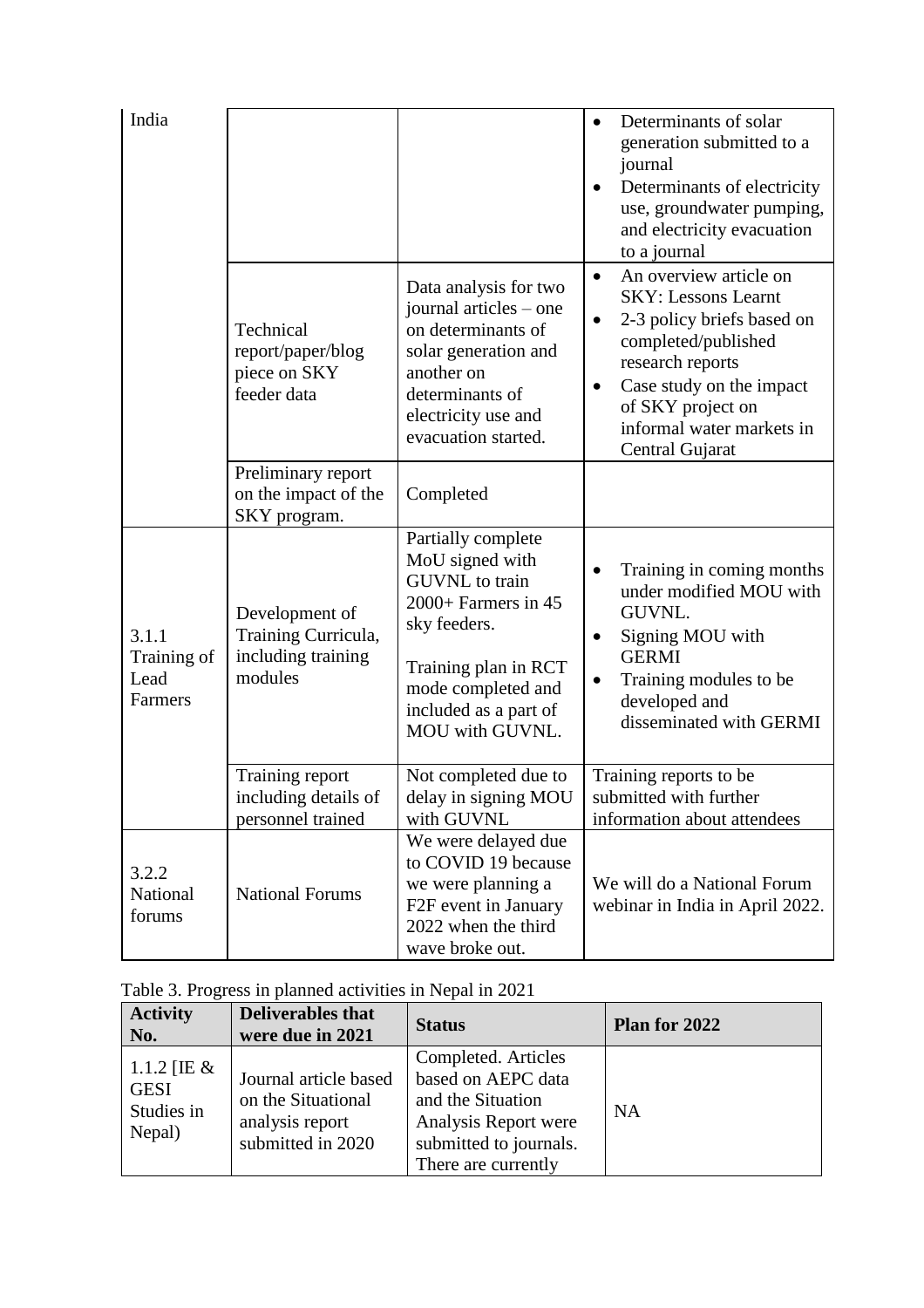| India | | | • Determinants of solar generation submitted to a journal<br>• Determinants of electricity use, groundwater pumping, and electricity evacuation to a journal |
|---|---|---|---|
| | Technical report/paper/blog piece on SKY feeder data | Data analysis for two journal articles – one on determinants of solar generation and another on determinants of electricity use and evacuation started. | • An overview article on SKY: Lessons Learnt<br>• 2-3 policy briefs based on completed/published research reports<br>• Case study on the impact of SKY project on informal water markets in Central Gujarat |
| | Preliminary report on the impact of the SKY program. | Completed | |
| 3.1.1 Training of Lead Farmers | Development of Training Curricula, including training modules | Partially complete MoU signed with GUVNL to train 2000+ Farmers in 45 sky feeders.<br><br>Training plan in RCT mode completed and included as a part of MOU with GUVNL. | • Training in coming months under modified MOU with GUVNL.<br>• Signing MOU with GERMI<br>• Training modules to be developed and disseminated with GERMI |
| | Training report including details of personnel trained | Not completed due to delay in signing MOU with GUVNL | Training reports to be submitted with further information about attendees |
| 3.2.2 National forums | National Forums | We were delayed due to COVID 19 because we were planning a F2F event in January 2022 when the third wave broke out. | We will do a National Forum webinar in India in April 2022. |

Table 3. Progress in planned activities in Nepal in 2021

| Activity No. | Deliverables that were due in 2021 | Status | Plan for 2022 |
|---|---|---|---|
| 1.1.2 [IE & GESI Studies in Nepal) | Journal article based on the Situational analysis report submitted in 2020 | Completed. Articles based on AEPC data and the Situation Analysis Report were submitted to journals. There are currently | NA |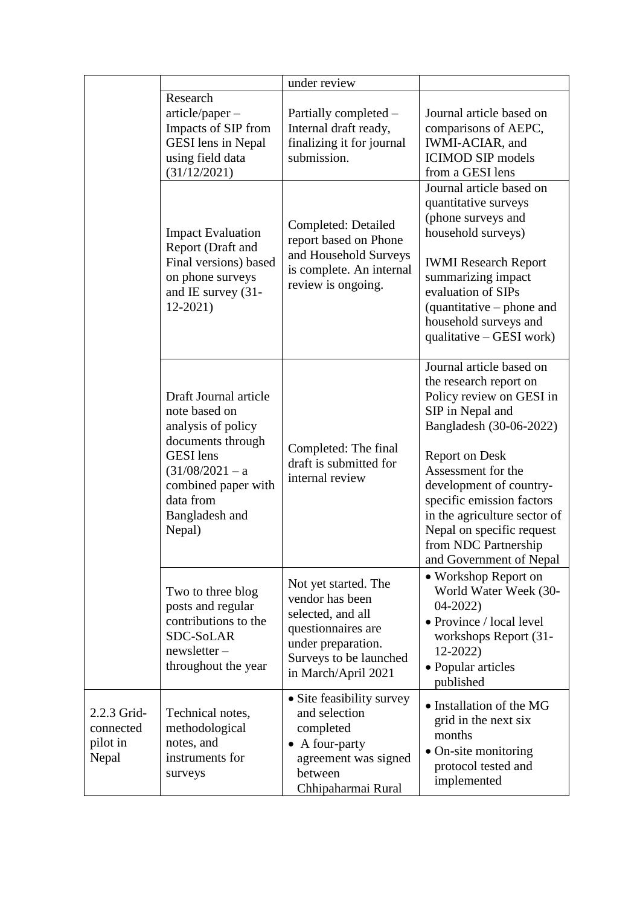|  |  | under review |  |
|---|---|---|---|
|  | Research article/paper – Impacts of SIP from GESI lens in Nepal using field data (31/12/2021) | Partially completed – Internal draft ready, finalizing it for journal submission. | Journal article based on comparisons of AEPC, IWMI-ACIAR, and ICIMOD SIP models from a GESI lens |
|  | Impact Evaluation Report (Draft and Final versions) based on phone surveys and IE survey (31-12-2021) | Completed: Detailed report based on Phone and Household Surveys is complete. An internal review is ongoing. | Journal article based on quantitative surveys (phone surveys and household surveys)<br><br>IWMI Research Report summarizing impact evaluation of SIPs (quantitative – phone and household surveys and qualitative – GESI work) |
|  | Draft Journal article note based on analysis of policy documents through GESI lens (31/08/2021 – a combined paper with data from Bangladesh and Nepal) | Completed: The final draft is submitted for internal review | Journal article based on the research report on Policy review on GESI in SIP in Nepal and Bangladesh (30-06-2022)<br><br>Report on Desk Assessment for the development of country-specific emission factors in the agriculture sector of Nepal on specific request from NDC Partnership and Government of Nepal |
|  | Two to three blog posts and regular contributions to the SDC-SoLAR newsletter – throughout the year | Not yet started. The vendor has been selected, and all questionnaires are under preparation. Surveys to be launched in March/April 2021 | • Workshop Report on World Water Week (30-04-2022)<br>• Province / local level workshops Report (31-12-2022)<br>• Popular articles published |
| 2.2.3 Grid-connected pilot in Nepal | Technical notes, methodological notes, and instruments for surveys | • Site feasibility survey and selection completed<br>• A four-party agreement was signed between Chhipaharmai Rural | • Installation of the MG grid in the next six months<br>• On-site monitoring protocol tested and implemented |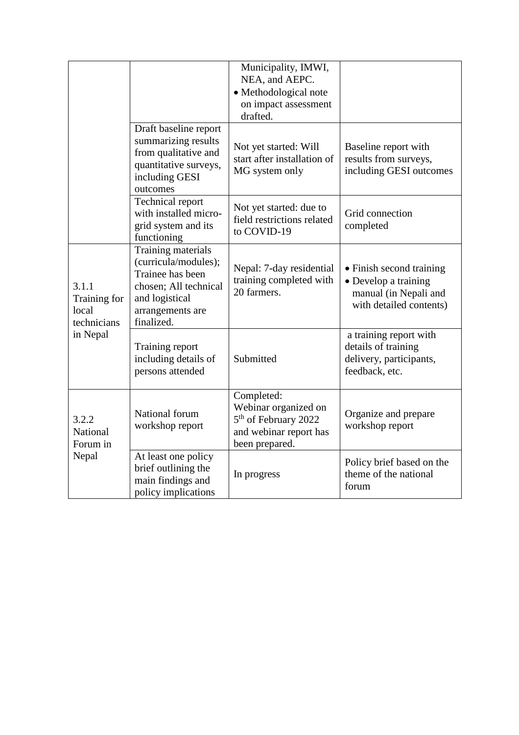| | | | |
|---|---|---|---|
| | | Municipality, IMWI, NEA, and AEPC.<br>• Methodological note on impact assessment drafted. | |
| | Draft baseline report summarizing results from qualitative and quantitative surveys, including GESI outcomes | Not yet started: Will start after installation of MG system only | Baseline report with results from surveys, including GESI outcomes |
| | Technical report with installed micro-grid system and its functioning | Not yet started: due to field restrictions related to COVID-19 | Grid connection completed |
| 3.1.1 Training for local technicians in Nepal | Training materials (curricula/modules); Trainee has been chosen; All technical and logistical arrangements are finalized. | Nepal: 7-day residential training completed with 20 farmers. | • Finish second training<br>• Develop a training manual (in Nepali and with detailed contents) |
| | Training report including details of persons attended | Submitted | a training report with details of training delivery, participants, feedback, etc. |
| 3.2.2 National Forum in Nepal | National forum workshop report | Completed: Webinar organized on 5th of February 2022 and webinar report has been prepared. | Organize and prepare workshop report |
| | At least one policy brief outlining the main findings and policy implications | In progress | Policy brief based on the theme of the national forum |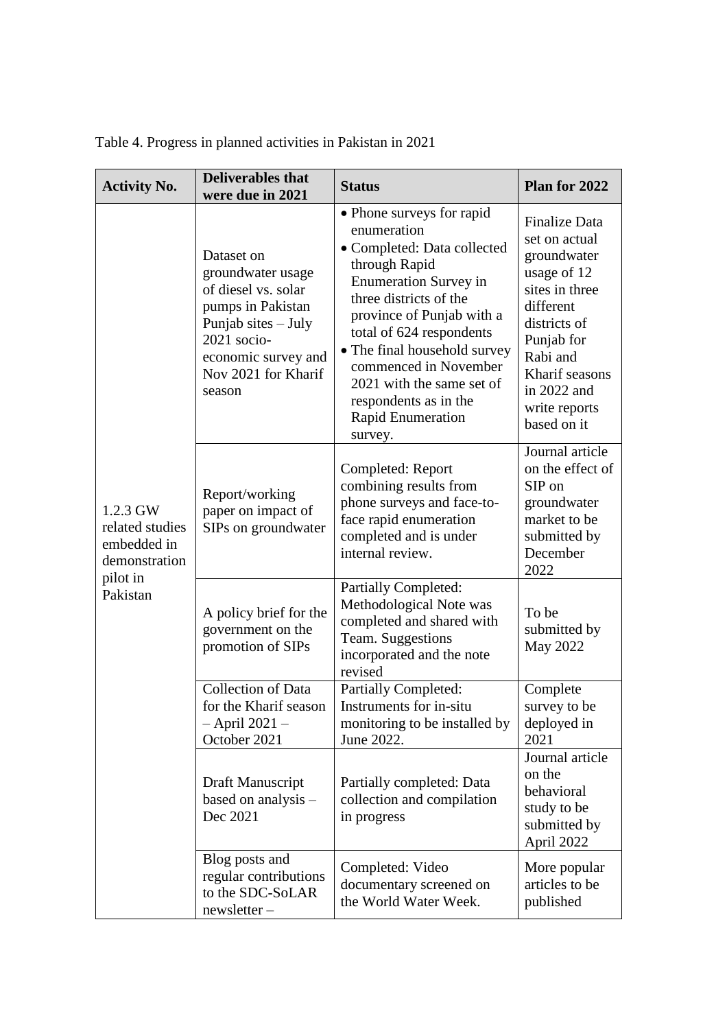Table 4. Progress in planned activities in Pakistan in 2021

| Activity No. | Deliverables that were due in 2021 | Status | Plan for 2022 |
|---|---|---|---|
| 1.2.3 GW related studies embedded in demonstration pilot in Pakistan | Dataset on groundwater usage of diesel vs. solar pumps in Pakistan Punjab sites – July 2021 socio-economic survey and Nov 2021 for Kharif season | • Phone surveys for rapid enumeration<br>• Completed: Data collected through Rapid Enumeration Survey in three districts of the province of Punjab with a total of 624 respondents<br>• The final household survey commenced in November 2021 with the same set of respondents as in the Rapid Enumeration survey. | Finalize Data set on actual groundwater usage of 12 sites in three different districts of Punjab for Rabi and Kharif seasons in 2022 and write reports based on it |
| | Report/working paper on impact of SIPs on groundwater | Completed: Report combining results from phone surveys and face-to-face rapid enumeration completed and is under internal review. | Journal article on the effect of SIP on groundwater market to be submitted by December 2022 |
| | A policy brief for the government on the promotion of SIPs | Partially Completed: Methodological Note was completed and shared with Team. Suggestions incorporated and the note revised | To be submitted by May 2022 |
| | Collection of Data for the Kharif season – April 2021 – October 2021 | Partially Completed: Instruments for in-situ monitoring to be installed by June 2022. | Complete survey to be deployed in 2021 |
| | Draft Manuscript based on analysis – Dec 2021 | Partially completed: Data collection and compilation in progress | Journal article on the behavioral study to be submitted by April 2022 |
| | Blog posts and regular contributions to the SDC-SoLAR newsletter – | Completed: Video documentary screened on the World Water Week. | More popular articles to be published |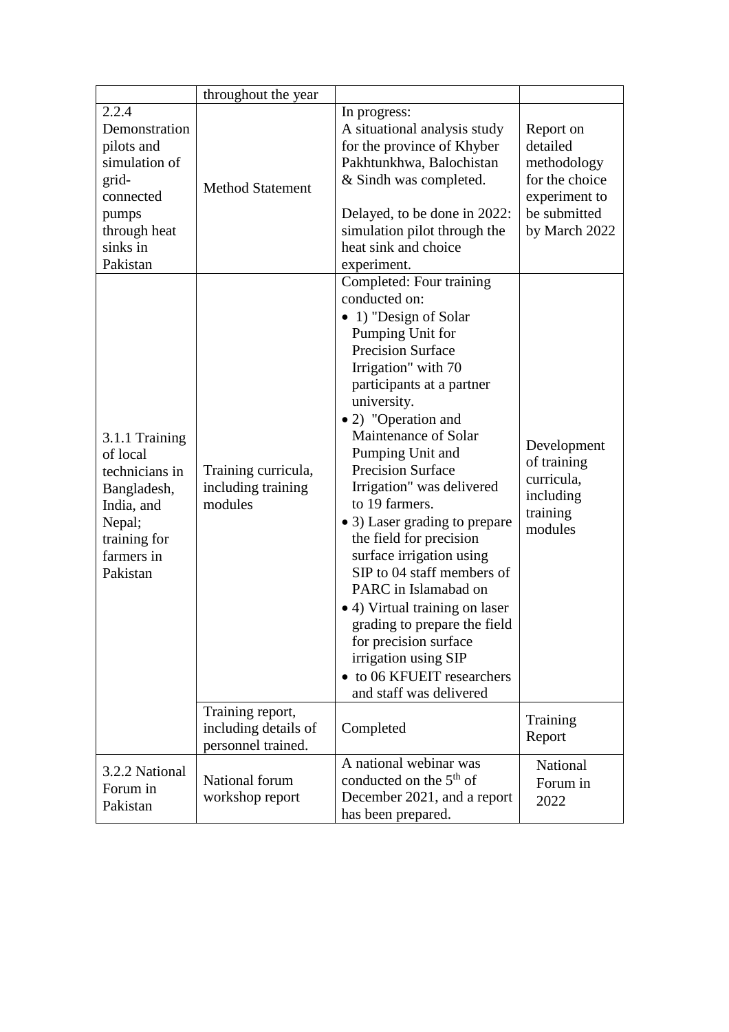| | throughout the year | | |
|---|---|---|---|
| 2.2.4 Demonstration pilots and simulation of grid-connected pumps through heat sinks in Pakistan | Method Statement | In progress:<br>A situational analysis study for the province of Khyber Pakhtunkhwa, Balochistan & Sindh was completed.<br><br>Delayed, to be done in 2022: simulation pilot through the heat sink and choice experiment. | Report on detailed methodology for the choice experiment to be submitted by March 2022 |
| 3.1.1 Training of local technicians in Bangladesh, India, and Nepal; training for farmers in Pakistan | Training curricula, including training modules | Completed: Four training conducted on:<br>• 1) "Design of Solar Pumping Unit for Precision Surface Irrigation" with 70 participants at a partner university.<br>• 2) "Operation and Maintenance of Solar Pumping Unit and Precision Surface Irrigation" was delivered to 19 farmers.<br>• 3) Laser grading to prepare the field for precision surface irrigation using SIP to 04 staff members of PARC in Islamabad on<br>• 4) Virtual training on laser grading to prepare the field for precision surface irrigation using SIP<br>• to 06 KFUEIT researchers and staff was delivered | Development of training curricula, including training modules |
| | Training report, including details of personnel trained. | Completed | Training Report |
| 3.2.2 National Forum in Pakistan | National forum workshop report | A national webinar was conducted on the 5th of December 2021, and a report has been prepared. | National Forum in 2022 |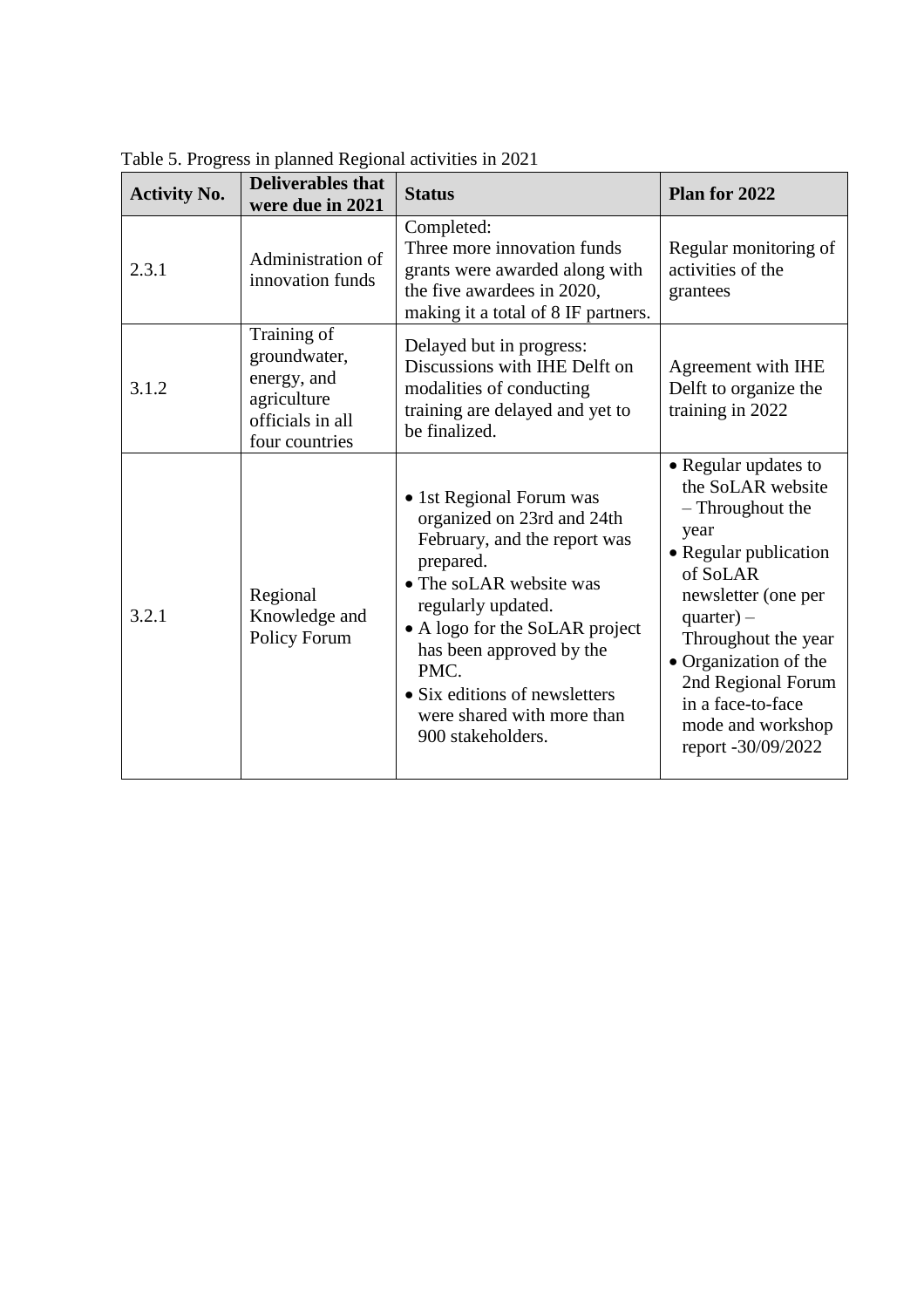Table 5. Progress in planned Regional activities in 2021

| Activity No. | Deliverables that were due in 2021 | Status | Plan for 2022 |
|---|---|---|---|
| 2.3.1 | Administration of innovation funds | Completed: Three more innovation funds grants were awarded along with the five awardees in 2020, making it a total of 8 IF partners. | Regular monitoring of activities of the grantees |
| 3.1.2 | Training of groundwater, energy, and agriculture officials in all four countries | Delayed but in progress: Discussions with IHE Delft on modalities of conducting training are delayed and yet to be finalized. | Agreement with IHE Delft to organize the training in 2022 |
| 3.2.1 | Regional Knowledge and Policy Forum | • 1st Regional Forum was organized on 23rd and 24th February, and the report was prepared.<br>• The soLAR website was regularly updated.<br>• A logo for the SoLAR project has been approved by the PMC.<br>• Six editions of newsletters were shared with more than 900 stakeholders. | • Regular updates to the SoLAR website – Throughout the year<br>• Regular publication of SoLAR newsletter (one per quarter) – Throughout the year<br>• Organization of the 2nd Regional Forum in a face-to-face mode and workshop report -30/09/2022 |